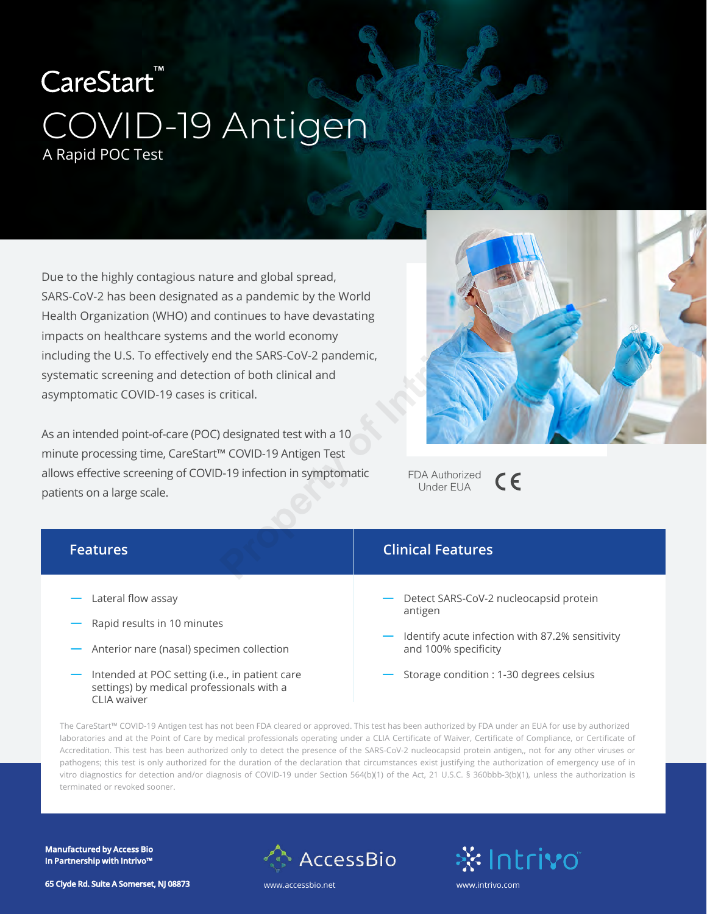# CareStart™

# COVID-19 Antigen

## A Rapid POC Test

Due to the highly contagious nature and global spread, SARS-CoV-2 has been designated as a pandemic by the World Health Organization (WHO) and continues to have devastating impacts on healthcare systems and the world economy including the U.S. To effectively end the SARS-CoV-2 pandemic, systematic screening and detection of both clinical and asymptomatic COVID-19 cases is critical.

As an intended point-of-care (POC) designated test with a 10 minute processing time, CareStart™ COVID-19 Antigen Test allows effective screening of COVID-19 infection in symptomatic patients on a large scale.

FDA Authorized Under EUA

CE

### Features

- Lateral flow assay
- Rapid results in 10 minutes
- Anterior nare (nasal) specimen collection
- Intended at POC setting (i.e., in patient care settings) by medical professionals with a CLIA waiver

### Clinical Features

- Detect SARS-CoV-2 nucleocapsid protein antigen
- Identify acute infection with 87.2% sensitivity and 100% specificity
- Storage condition : 1-30 degrees celsius

The CareStart™ COVID-19 Antigen test has not been FDA cleared or approved. This test has been authorized by FDA under an EUA for use by authorized laboratories and at the Point of Care by medical professionals operating under a CLIA Certificate of Waiver, Certificate of Compliance, or Certificate of Accreditation. This test has been authorized only to detect the presence of the SARS-CoV-2 nucleocapsid protein antigen,, not for any other viruses or pathogens; this test is only authorized for the duration of the declaration that circumstances exist justifying the authorization of emergency use of in vitro diagnostics for detection and/or diagnosis of COVID-19 under Section 564(b)(1) of the Act, 21 U.S.C. § 360bbb-3(b)(1), unless the authorization is terminated or revoked sooner.

**Manufactured by Access Bio**
**In Partnership with Intrivo™**

**65 Clyde Rd. Suite A Somerset, NJ 08873**

AccessBio
www.accessbio.net

Intrivo™
www.intrivo.com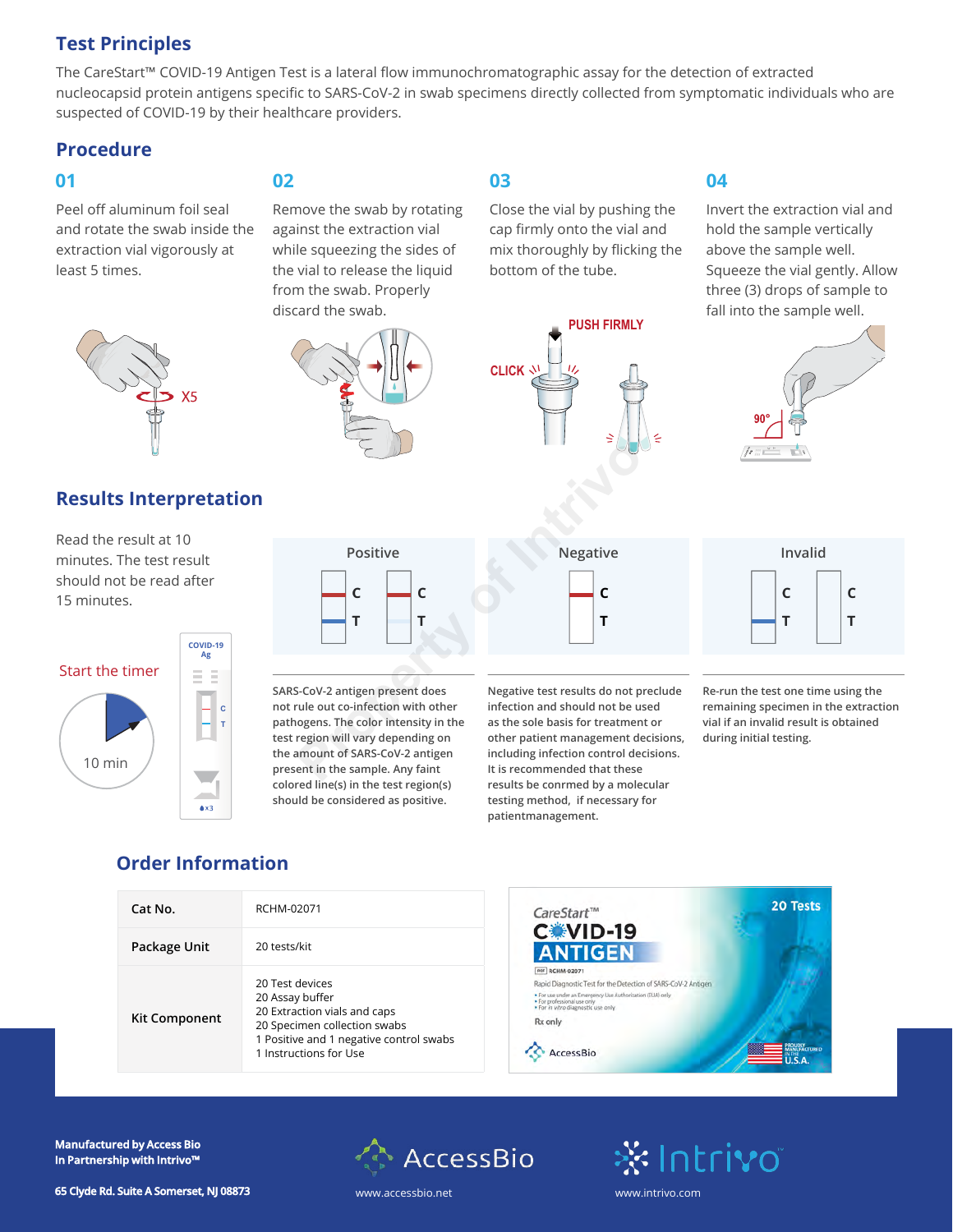## Test Principles

The CareStart™ COVID-19 Antigen Test is a lateral flow immunochromatographic assay for the detection of extracted nucleocapsid protein antigens specific to SARS-CoV-2 in swab specimens directly collected from symptomatic individuals who are suspected of COVID-19 by their healthcare providers.

## Procedure

### 01

Peel off aluminum foil seal and rotate the swab inside the extraction vial vigorously at least 5 times.

X5

### 02

Remove the swab by rotating against the extraction vial while squeezing the sides of the vial to release the liquid from the swab. Properly discard the swab.

### 03

Close the vial by pushing the cap firmly onto the vial and mix thoroughly by flicking the bottom of the tube.

PUSH FIRMLY

CLICK

### 04

Invert the extraction vial and hold the sample vertically above the sample well. Squeeze the vial gently. Allow three (3) drops of sample to fall into the sample well.

90°

## Results Interpretation

Read the result at 10 minutes. The test result should not be read after 15 minutes.

Start the timer

10 min

COVID-19 Ag

C

T

x3

**Positive**

C T C T

SARS-CoV-2 antigen present does not rule out co-infection with other pathogens. The color intensity in the test region will vary depending on the amount of SARS-CoV-2 antigen present in the sample. Any faint colored line(s) in the test region(s) should be considered as positive.

**Negative**

C T

Negative test results do not preclude infection and should not be used as the sole basis for treatment or other patient management decisions, including infection control decisions. It is recommended that these results be conrmed by a molecular testing method, if necessary for patientmanagement.

**Invalid**

C T C T

Re-run the test one time using the remaining specimen in the extraction vial if an invalid result is obtained during initial testing.

## Order Information

| | |
|---|---|
| **Cat No.** | RCHM-02071 |
| **Package Unit** | 20 tests/kit |
| **Kit Component** | 20 Test devices<br>20 Assay buffer<br>20 Extraction vials and caps<br>20 Specimen collection swabs<br>1 Positive and 1 negative control swabs<br>1 Instructions for Use |

CareStart™
COVID-19
ANTIGEN
20 Tests
REF RCHM-02071
Rapid Diagnostic Test for the Detection of SARS-CoV-2 Antigen
- For use under an Emergency Use Authorization (EUA) only
- For professional use only
- For in vitro diagnostic use only

Rx only

AccessBio

PROUDLY MANUFACTURED IN THE U.S.A.

**Manufactured by Access Bio**
**In Partnership with Intrivo™**

**65 Clyde Rd. Suite A Somerset, NJ 08873**

AccessBio
www.accessbio.net

Intrivo
www.intrivo.com